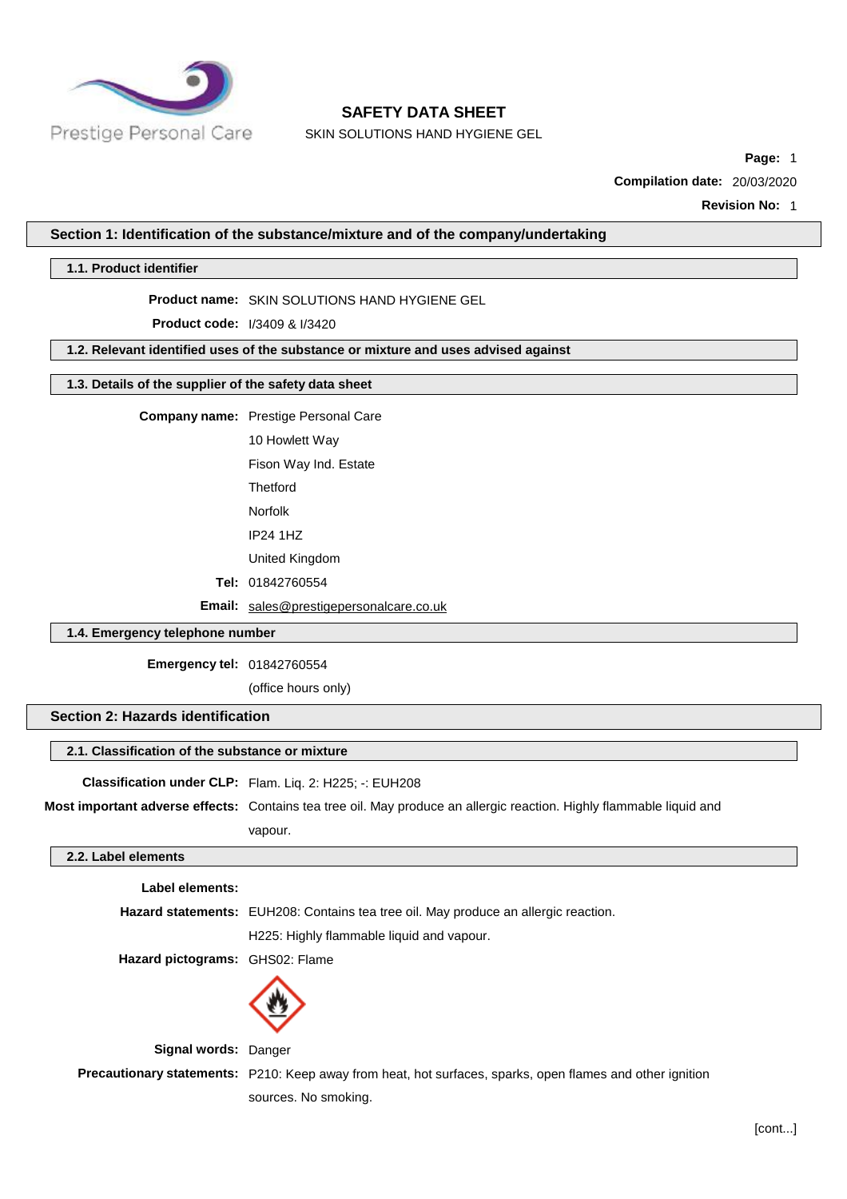Prestige Personal Care

# SAFETY DATA SHEET

SKIN SOLUTIONS HAND HYGIENE GEL

**Page:** 1

**Compilation date:** 20/03/2020

**Revision No:** 1

## Section 1: Identification of the substance/mixture and of the company/undertaking

### 1.1. Product identifier

**Product name:** SKIN SOLUTIONS HAND HYGIENE GEL

**Product code:** I/3409 & I/3420

### 1.2. Relevant identified uses of the substance or mixture and uses advised against

### 1.3. Details of the supplier of the safety data sheet

**Company name:** Prestige Personal Care
10 Howlett Way
Fison Way Ind. Estate
Thetford
Norfolk
IP24 1HZ
United Kingdom

**Tel:** 01842760554

**Email:** sales@prestigepersonalcare.co.uk

### 1.4. Emergency telephone number

**Emergency tel:** 01842760554
(office hours only)

## Section 2: Hazards identification

### 2.1. Classification of the substance or mixture

**Classification under CLP:** Flam. Liq. 2: H225; -: EUH208

**Most important adverse effects:** Contains tea tree oil. May produce an allergic reaction. Highly flammable liquid and vapour.

### 2.2. Label elements

**Label elements:**

**Hazard statements:** EUH208: Contains tea tree oil. May produce an allergic reaction.
H225: Highly flammable liquid and vapour.

**Hazard pictograms:** GHS02: Flame

**Signal words:** Danger

**Precautionary statements:** P210: Keep away from heat, hot surfaces, sparks, open flames and other ignition sources. No smoking.

[cont...]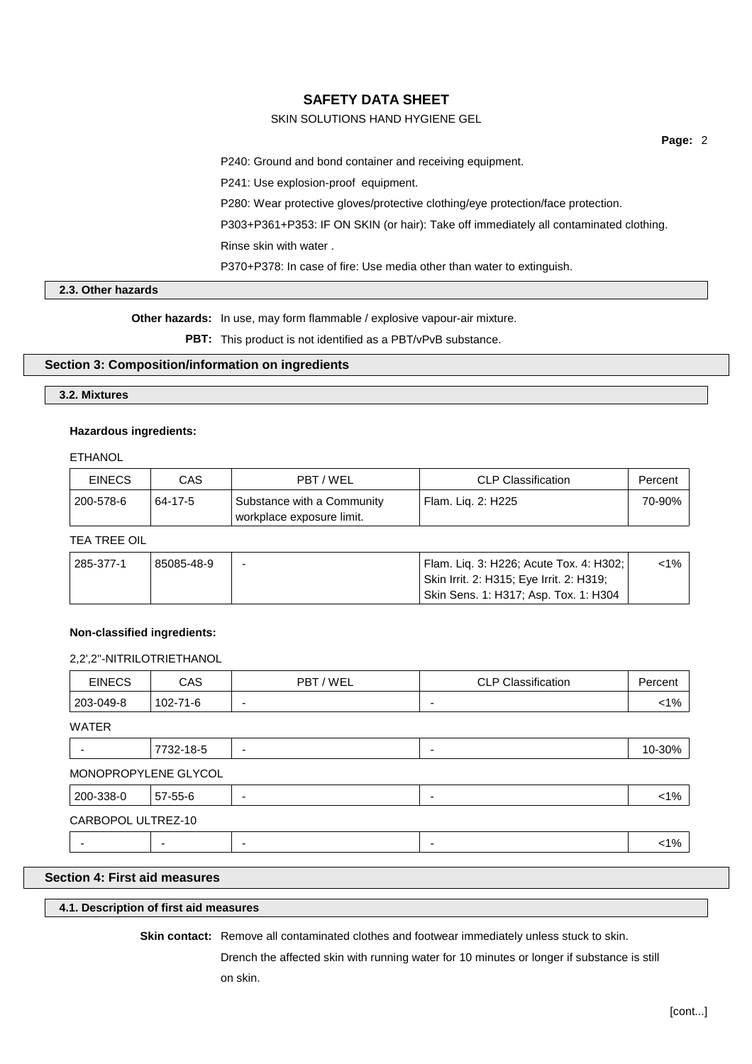P240: Ground and bond container and receiving equipment.

P241: Use explosion-proof  equipment.

P280: Wear protective gloves/protective clothing/eye protection/face protection.

P303+P361+P353: IF ON SKIN (or hair): Take off immediately all contaminated clothing. Rinse skin with water .

P370+P378: In case of fire: Use media other than water to extinguish.

### 2.3. Other hazards

**Other hazards:** In use, may form flammable / explosive vapour-air mixture.

**PBT:** This product is not identified as a PBT/vPvB substance.

## Section 3: Composition/information on ingredients

### 3.2. Mixtures

**Hazardous ingredients:**

ETHANOL

| EINECS | CAS | PBT / WEL | CLP Classification | Percent |
|---|---|---|---|---|
| 200-578-6 | 64-17-5 | Substance with a Community workplace exposure limit. | Flam. Liq. 2: H225 | 70-90% |

TEA TREE OIL

| EINECS | CAS | PBT / WEL | CLP Classification | Percent |
|---|---|---|---|---|
| 285-377-1 | 85085-48-9 | - | Flam. Liq. 3: H226; Acute Tox. 4: H302; Skin Irrit. 2: H315; Eye Irrit. 2: H319; Skin Sens. 1: H317; Asp. Tox. 1: H304 | <1% |

**Non-classified ingredients:**

2,2',2''-NITRILOTRIETHANOL

| EINECS | CAS | PBT / WEL | CLP Classification | Percent |
|---|---|---|---|---|
| 203-049-8 | 102-71-6 | - | - | <1% |

WATER

| EINECS | CAS | PBT / WEL | CLP Classification | Percent |
|---|---|---|---|---|
| - | 7732-18-5 | - | - | 10-30% |

MONOPROPYLENE GLYCOL

| EINECS | CAS | PBT / WEL | CLP Classification | Percent |
|---|---|---|---|---|
| 200-338-0 | 57-55-6 | - | - | <1% |

CARBOPOL ULTREZ-10

| EINECS | CAS | PBT / WEL | CLP Classification | Percent |
|---|---|---|---|---|
| - | - | - | - | <1% |

## Section 4: First aid measures

### 4.1. Description of first aid measures

**Skin contact:** Remove all contaminated clothes and footwear immediately unless stuck to skin. Drench the affected skin with running water for 10 minutes or longer if substance is still on skin.

[cont...]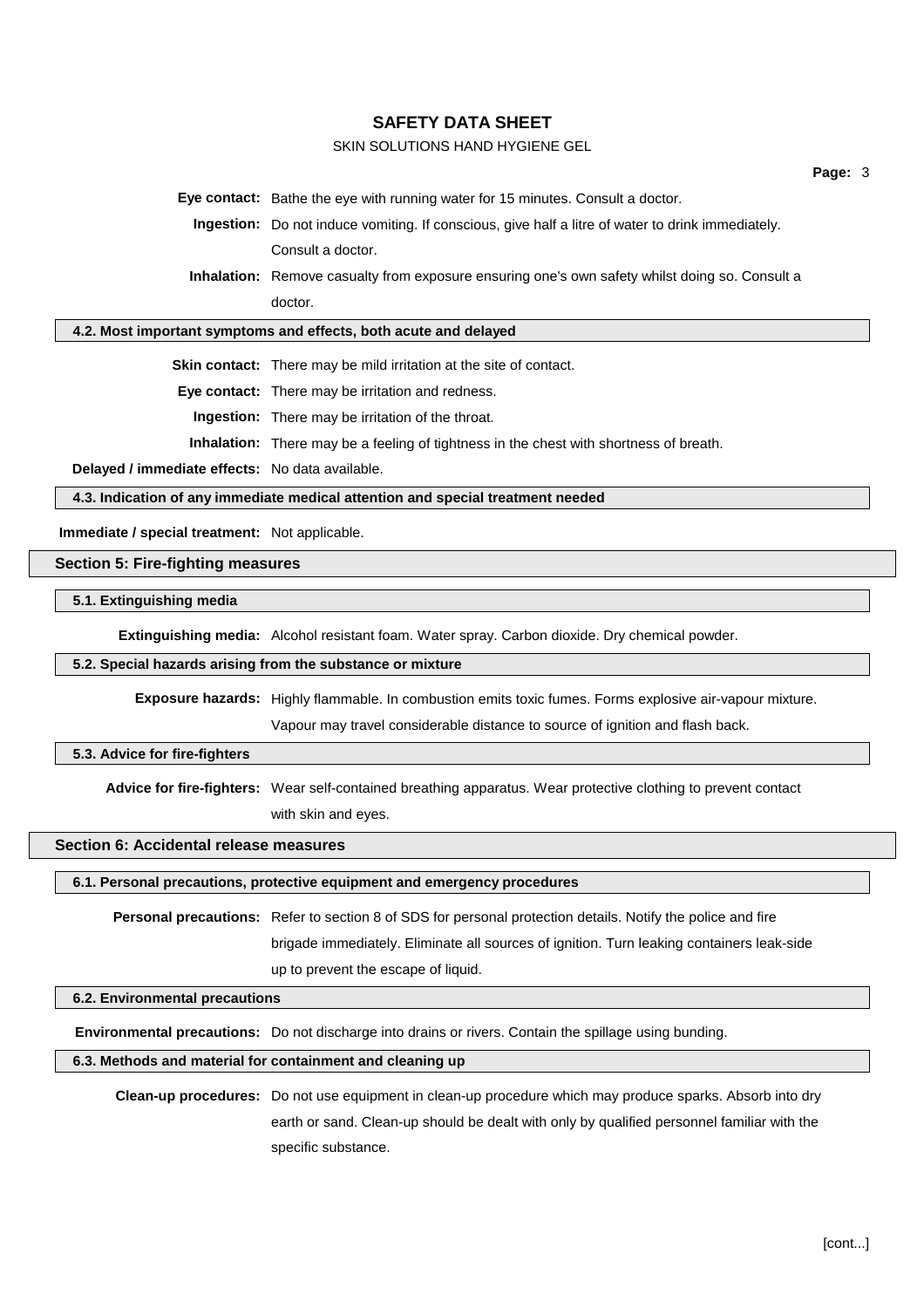**Eye contact:** Bathe the eye with running water for 15 minutes. Consult a doctor.

**Ingestion:** Do not induce vomiting. If conscious, give half a litre of water to drink immediately. Consult a doctor.

**Inhalation:** Remove casualty from exposure ensuring one's own safety whilst doing so. Consult a doctor.

### 4.2. Most important symptoms and effects, both acute and delayed

**Skin contact:** There may be mild irritation at the site of contact.

**Eye contact:** There may be irritation and redness.

**Ingestion:** There may be irritation of the throat.

**Inhalation:** There may be a feeling of tightness in the chest with shortness of breath.

**Delayed / immediate effects:** No data available.

### 4.3. Indication of any immediate medical attention and special treatment needed

**Immediate / special treatment:** Not applicable.

## Section 5: Fire-fighting measures

### 5.1. Extinguishing media

**Extinguishing media:** Alcohol resistant foam. Water spray. Carbon dioxide. Dry chemical powder.

### 5.2. Special hazards arising from the substance or mixture

**Exposure hazards:** Highly flammable. In combustion emits toxic fumes. Forms explosive air-vapour mixture. Vapour may travel considerable distance to source of ignition and flash back.

### 5.3. Advice for fire-fighters

**Advice for fire-fighters:** Wear self-contained breathing apparatus. Wear protective clothing to prevent contact with skin and eyes.

## Section 6: Accidental release measures

### 6.1. Personal precautions, protective equipment and emergency procedures

**Personal precautions:** Refer to section 8 of SDS for personal protection details. Notify the police and fire brigade immediately. Eliminate all sources of ignition. Turn leaking containers leak-side up to prevent the escape of liquid.

### 6.2. Environmental precautions

**Environmental precautions:** Do not discharge into drains or rivers. Contain the spillage using bunding.

### 6.3. Methods and material for containment and cleaning up

**Clean-up procedures:** Do not use equipment in clean-up procedure which may produce sparks. Absorb into dry earth or sand. Clean-up should be dealt with only by qualified personnel familiar with the specific substance.

[cont...]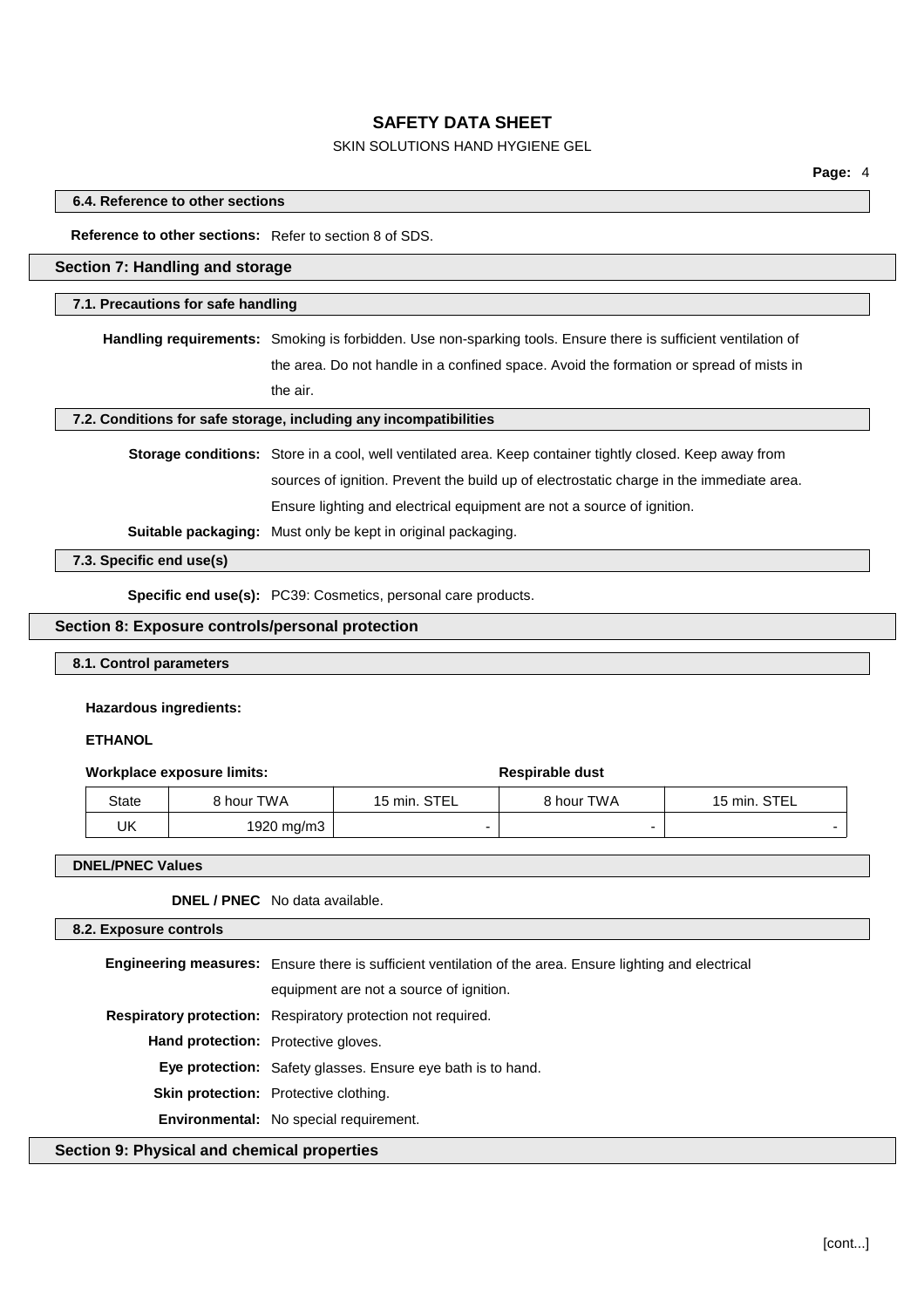### 6.4. Reference to other sections

**Reference to other sections:** Refer to section 8 of SDS.

## Section 7: Handling and storage

### 7.1. Precautions for safe handling

**Handling requirements:** Smoking is forbidden. Use non-sparking tools. Ensure there is sufficient ventilation of the area. Do not handle in a confined space. Avoid the formation or spread of mists in the air.

### 7.2. Conditions for safe storage, including any incompatibilities

**Storage conditions:** Store in a cool, well ventilated area. Keep container tightly closed. Keep away from sources of ignition. Prevent the build up of electrostatic charge in the immediate area. Ensure lighting and electrical equipment are not a source of ignition.

**Suitable packaging:** Must only be kept in original packaging.

### 7.3. Specific end use(s)

**Specific end use(s):** PC39: Cosmetics, personal care products.

## Section 8: Exposure controls/personal protection

### 8.1. Control parameters

**Hazardous ingredients:**

**ETHANOL**

**Workplace exposure limits:**

| | | | **Respirable dust** | |
|---|---|---|---|---|
| State | 8 hour TWA | 15 min. STEL | 8 hour TWA | 15 min. STEL |
| UK | 1920 mg/m3 | - | - | - |

### DNEL/PNEC Values

**DNEL / PNEC** No data available.

### 8.2. Exposure controls

**Engineering measures:** Ensure there is sufficient ventilation of the area. Ensure lighting and electrical equipment are not a source of ignition.

**Respiratory protection:** Respiratory protection not required.

**Hand protection:** Protective gloves.

**Eye protection:** Safety glasses. Ensure eye bath is to hand.

**Skin protection:** Protective clothing.

**Environmental:** No special requirement.

## Section 9: Physical and chemical properties

[cont...]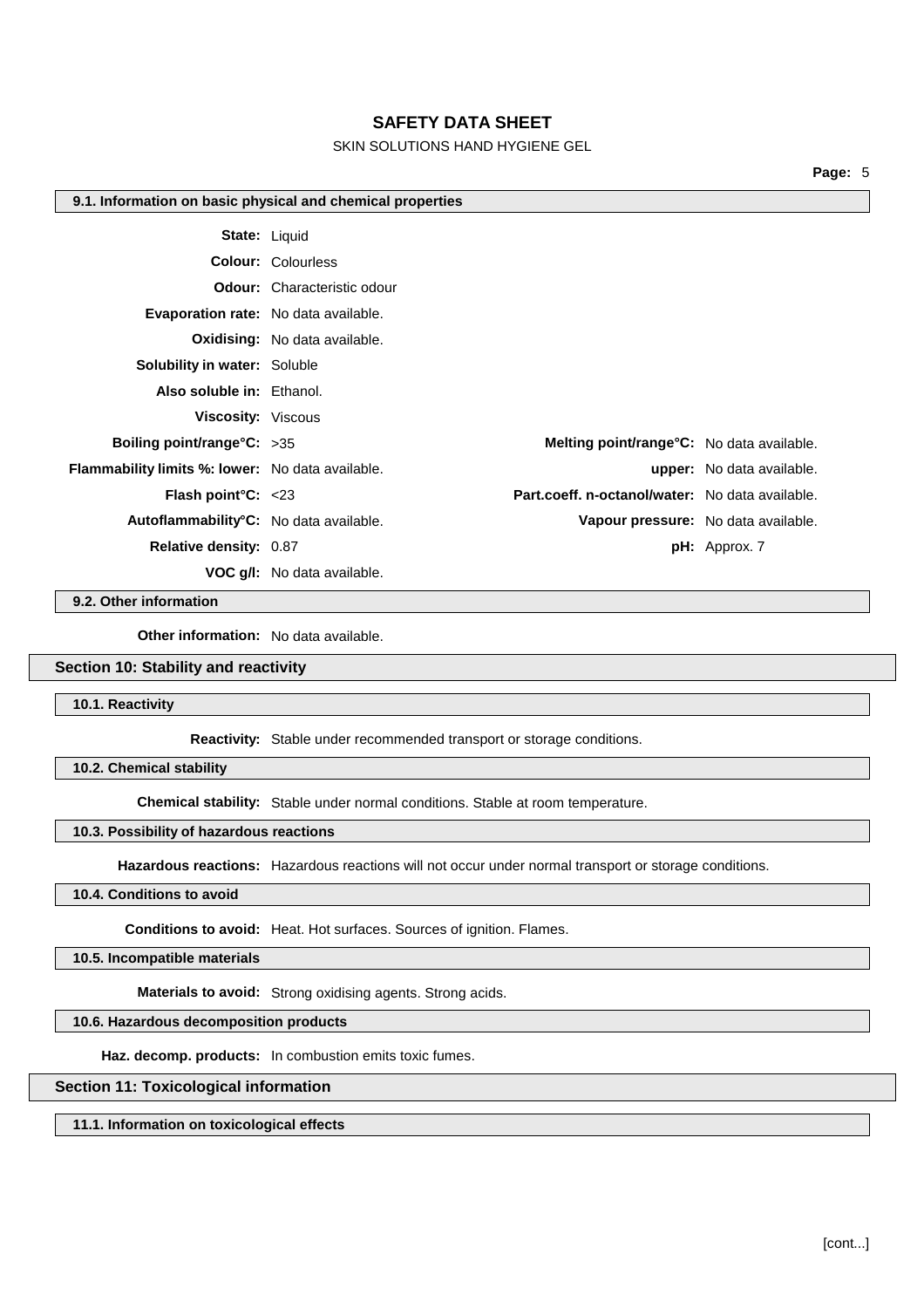### 9.1. Information on basic physical and chemical properties

**State:** Liquid

**Colour:** Colourless

**Odour:** Characteristic odour

**Evaporation rate:** No data available.

**Oxidising:** No data available.

**Solubility in water:** Soluble

**Also soluble in:** Ethanol.

**Viscosity:** Viscous

| | | | |
|---|---|---|---|
| **Boiling point/range°C:** | >35 | **Melting point/range°C:** | No data available. |
| **Flammability limits %: lower:** | No data available. | **upper:** | No data available. |
| **Flash point°C:** | <23 | **Part.coeff. n-octanol/water:** | No data available. |
| **Autoflammability°C:** | No data available. | **Vapour pressure:** | No data available. |
| **Relative density:** | 0.87 | **pH:** | Approx. 7 |
| **VOC g/l:** | No data available. | | |

### 9.2. Other information

**Other information:** No data available.

## Section 10: Stability and reactivity

### 10.1. Reactivity

**Reactivity:** Stable under recommended transport or storage conditions.

### 10.2. Chemical stability

**Chemical stability:** Stable under normal conditions. Stable at room temperature.

### 10.3. Possibility of hazardous reactions

**Hazardous reactions:** Hazardous reactions will not occur under normal transport or storage conditions.

### 10.4. Conditions to avoid

**Conditions to avoid:** Heat. Hot surfaces. Sources of ignition. Flames.

### 10.5. Incompatible materials

**Materials to avoid:** Strong oxidising agents. Strong acids.

### 10.6. Hazardous decomposition products

**Haz. decomp. products:** In combustion emits toxic fumes.

## Section 11: Toxicological information

### 11.1. Information on toxicological effects

[cont...]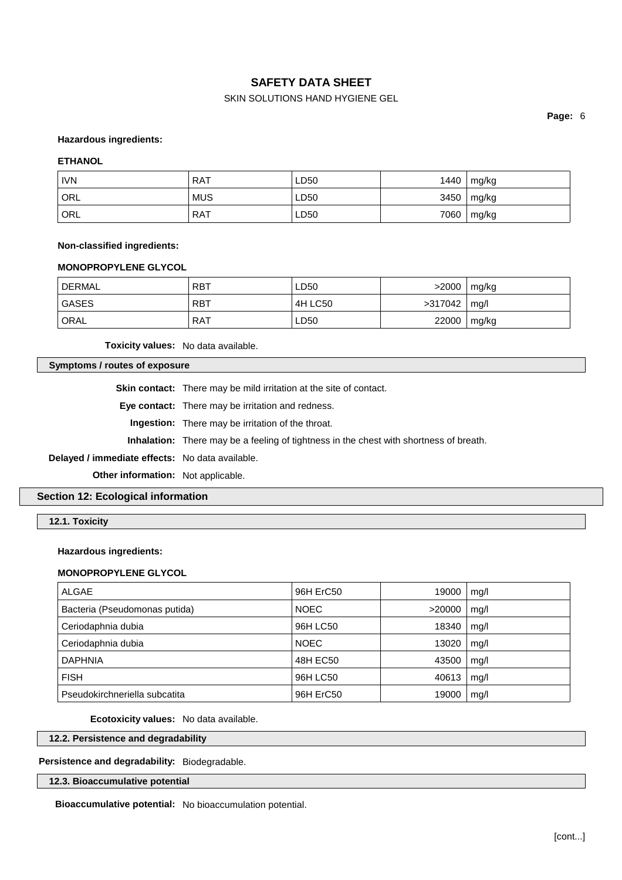**Hazardous ingredients:**

**ETHANOL**

| IVN | RAT | LD50 | 1440 | mg/kg |
|---|---|---|---|---|
| ORL | MUS | LD50 | 3450 | mg/kg |
| ORL | RAT | LD50 | 7060 | mg/kg |

**Non-classified ingredients:**

**MONOPROPYLENE GLYCOL**

| DERMAL | RBT | LD50 | >2000 | mg/kg |
|---|---|---|---|---|
| GASES | RBT | 4H LC50 | >317042 | mg/l |
| ORAL | RAT | LD50 | 22000 | mg/kg |

**Toxicity values:** No data available.

### Symptoms / routes of exposure

**Skin contact:** There may be mild irritation at the site of contact.

**Eye contact:** There may be irritation and redness.

**Ingestion:** There may be irritation of the throat.

**Inhalation:** There may be a feeling of tightness in the chest with shortness of breath.

**Delayed / immediate effects:** No data available.

**Other information:** Not applicable.

## Section 12: Ecological information

### 12.1. Toxicity

**Hazardous ingredients:**

**MONOPROPYLENE GLYCOL**

| ALGAE | 96H ErC50 | 19000 | mg/l |
|---|---|---|---|
| Bacteria (Pseudomonas putida) | NOEC | >20000 | mg/l |
| Ceriodaphnia dubia | 96H LC50 | 18340 | mg/l |
| Ceriodaphnia dubia | NOEC | 13020 | mg/l |
| DAPHNIA | 48H EC50 | 43500 | mg/l |
| FISH | 96H LC50 | 40613 | mg/l |
| Pseudokirchneriella subcatita | 96H ErC50 | 19000 | mg/l |

**Ecotoxicity values:** No data available.

### 12.2. Persistence and degradability

**Persistence and degradability:** Biodegradable.

### 12.3. Bioaccumulative potential

**Bioaccumulative potential:** No bioaccumulation potential.

[cont...]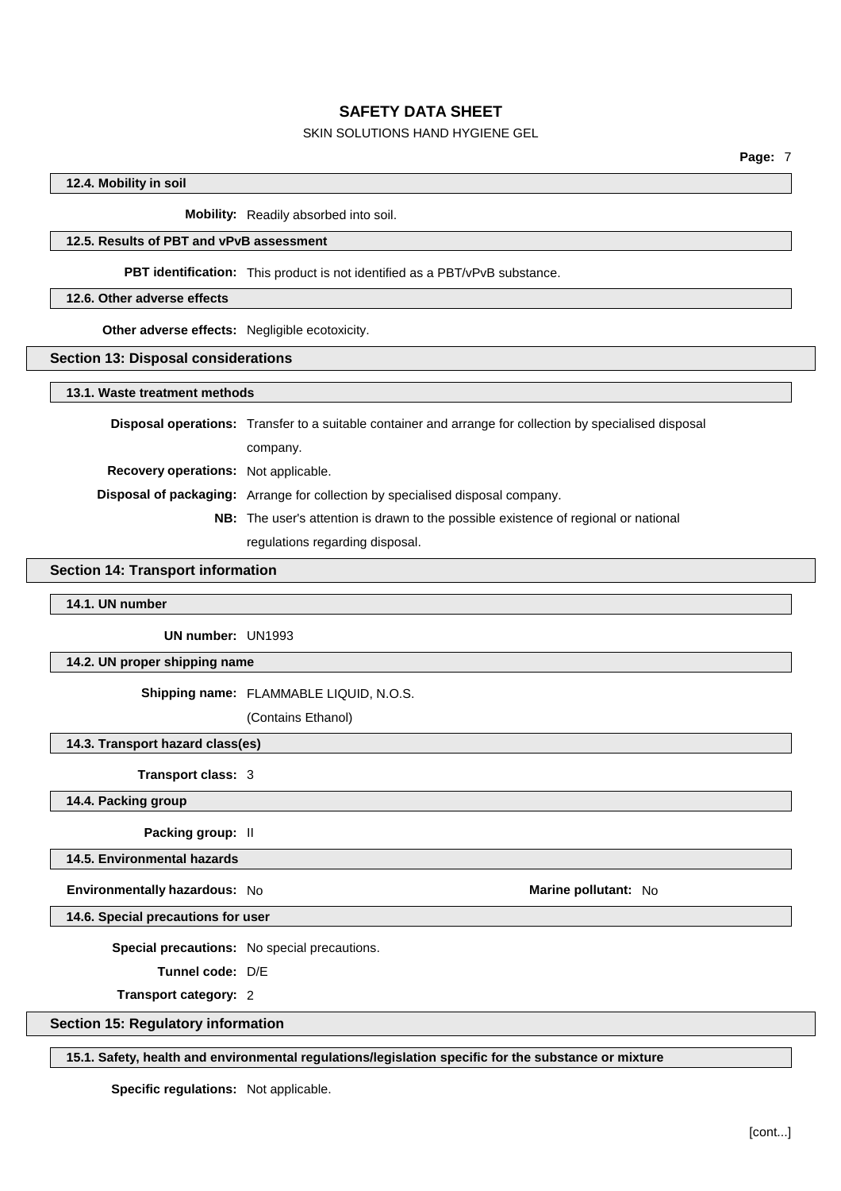### 12.4. Mobility in soil

**Mobility:** Readily absorbed into soil.

### 12.5. Results of PBT and vPvB assessment

**PBT identification:** This product is not identified as a PBT/vPvB substance.

### 12.6. Other adverse effects

**Other adverse effects:** Negligible ecotoxicity.

## Section 13: Disposal considerations

### 13.1. Waste treatment methods

**Disposal operations:** Transfer to a suitable container and arrange for collection by specialised disposal company.

**Recovery operations:** Not applicable.

**Disposal of packaging:** Arrange for collection by specialised disposal company.

**NB:** The user's attention is drawn to the possible existence of regional or national regulations regarding disposal.

## Section 14: Transport information

### 14.1. UN number

**UN number:** UN1993

### 14.2. UN proper shipping name

**Shipping name:** FLAMMABLE LIQUID, N.O.S.

(Contains Ethanol)

### 14.3. Transport hazard class(es)

**Transport class:** 3

### 14.4. Packing group

**Packing group:** II

### 14.5. Environmental hazards

**Environmentally hazardous:** No

**Marine pollutant:** No

### 14.6. Special precautions for user

**Special precautions:** No special precautions.

**Tunnel code:** D/E

**Transport category:** 2

## Section 15: Regulatory information

### 15.1. Safety, health and environmental regulations/legislation specific for the substance or mixture

**Specific regulations:** Not applicable.

[cont...]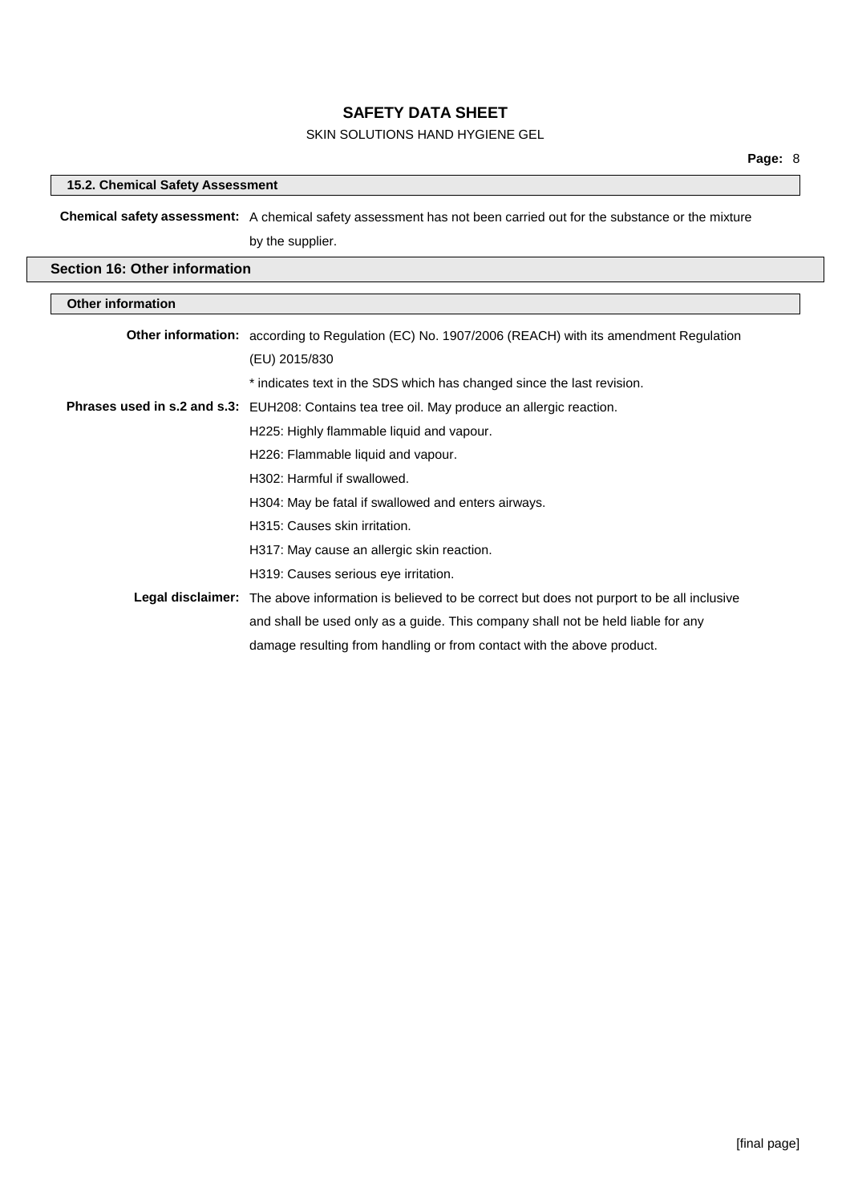### 15.2. Chemical Safety Assessment

**Chemical safety assessment:** A chemical safety assessment has not been carried out for the substance or the mixture by the supplier.

## Section 16: Other information

### Other information

**Other information:** according to Regulation (EC) No. 1907/2006 (REACH) with its amendment Regulation (EU) 2015/830

\* indicates text in the SDS which has changed since the last revision.

**Phrases used in s.2 and s.3:** EUH208: Contains tea tree oil. May produce an allergic reaction.

H225: Highly flammable liquid and vapour.

H226: Flammable liquid and vapour.

H302: Harmful if swallowed.

H304: May be fatal if swallowed and enters airways.

H315: Causes skin irritation.

H317: May cause an allergic skin reaction.

H319: Causes serious eye irritation.

**Legal disclaimer:** The above information is believed to be correct but does not purport to be all inclusive and shall be used only as a guide. This company shall not be held liable for any damage resulting from handling or from contact with the above product.

[final page]